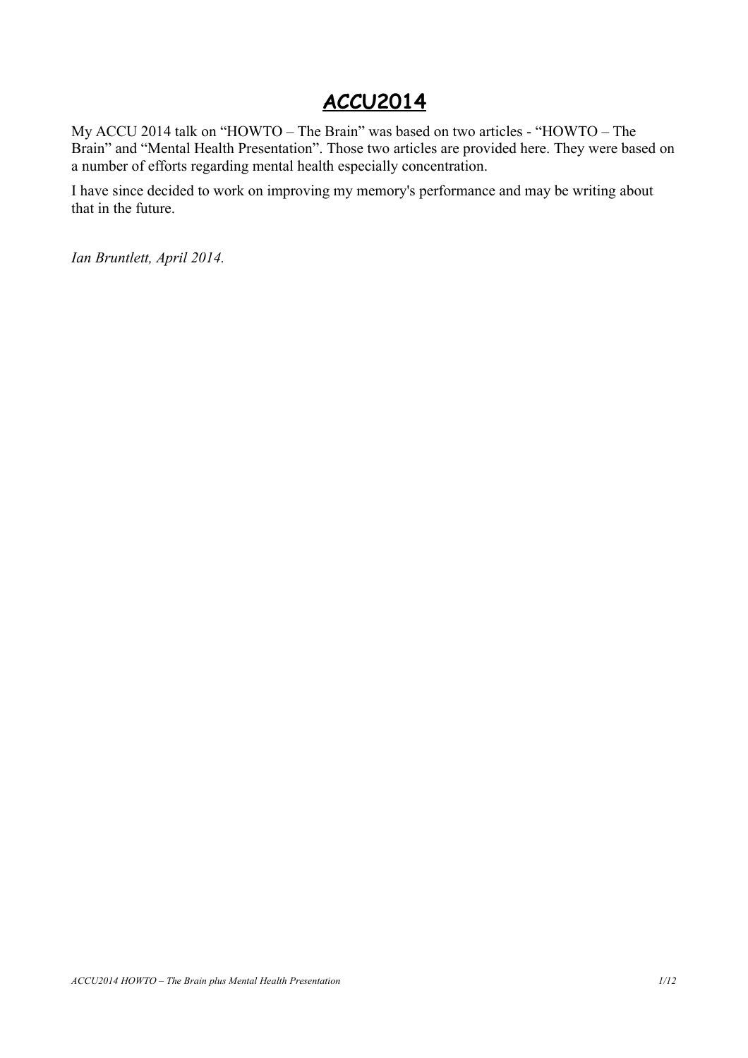# ACCU2014

My ACCU 2014 talk on "HOWTO – The Brain" was based on two articles - "HOWTO – The Brain" and "Mental Health Presentation". Those two articles are provided here. They were based on a number of efforts regarding mental health especially concentration.

I have since decided to work on improving my memory's performance and may be writing about that in the future.

*Ian Bruntlett, April 2014.*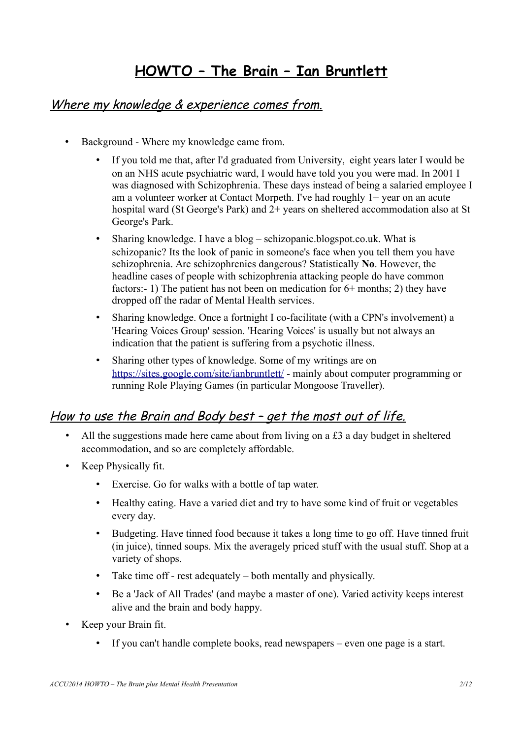# HOWTO – The Brain – Ian Bruntlett

## *Where my knowledge & experience comes from.*

- Background - Where my knowledge came from.
    - If you told me that, after I'd graduated from University, eight years later I would be on an NHS acute psychiatric ward, I would have told you you were mad. In 2001 I was diagnosed with Schizophrenia. These days instead of being a salaried employee I am a volunteer worker at Contact Morpeth. I've had roughly 1+ year on an acute hospital ward (St George's Park) and 2+ years on sheltered accommodation also at St George's Park.
    - Sharing knowledge. I have a blog – schizopanic.blogspot.co.uk. What is schizopanic? Its the look of panic in someone's face when you tell them you have schizophrenia. Are schizophrenics dangerous? Statistically **No**. However, the headline cases of people with schizophrenia attacking people do have common factors:- 1) The patient has not been on medication for 6+ months; 2) they have dropped off the radar of Mental Health services.
    - Sharing knowledge. Once a fortnight I co-facilitate (with a CPN's involvement) a 'Hearing Voices Group' session. 'Hearing Voices' is usually but not always an indication that the patient is suffering from a psychotic illness.
    - Sharing other types of knowledge. Some of my writings are on [https://sites.google.com/site/ianbruntlett/](https://sites.google.com/site/ianbruntlett/) - mainly about computer programming or running Role Playing Games (in particular Mongoose Traveller).

## *How to use the Brain and Body best – get the most out of life.*

- All the suggestions made here came about from living on a £3 a day budget in sheltered accommodation, and so are completely affordable.
- Keep Physically fit.
    - Exercise. Go for walks with a bottle of tap water.
    - Healthy eating. Have a varied diet and try to have some kind of fruit or vegetables every day.
    - Budgeting. Have tinned food because it takes a long time to go off. Have tinned fruit (in juice), tinned soups. Mix the averagely priced stuff with the usual stuff. Shop at a variety of shops.
    - Take time off - rest adequately – both mentally and physically.
    - Be a 'Jack of All Trades' (and maybe a master of one). Varied activity keeps interest alive and the brain and body happy.
- Keep your Brain fit.
    - If you can't handle complete books, read newspapers – even one page is a start.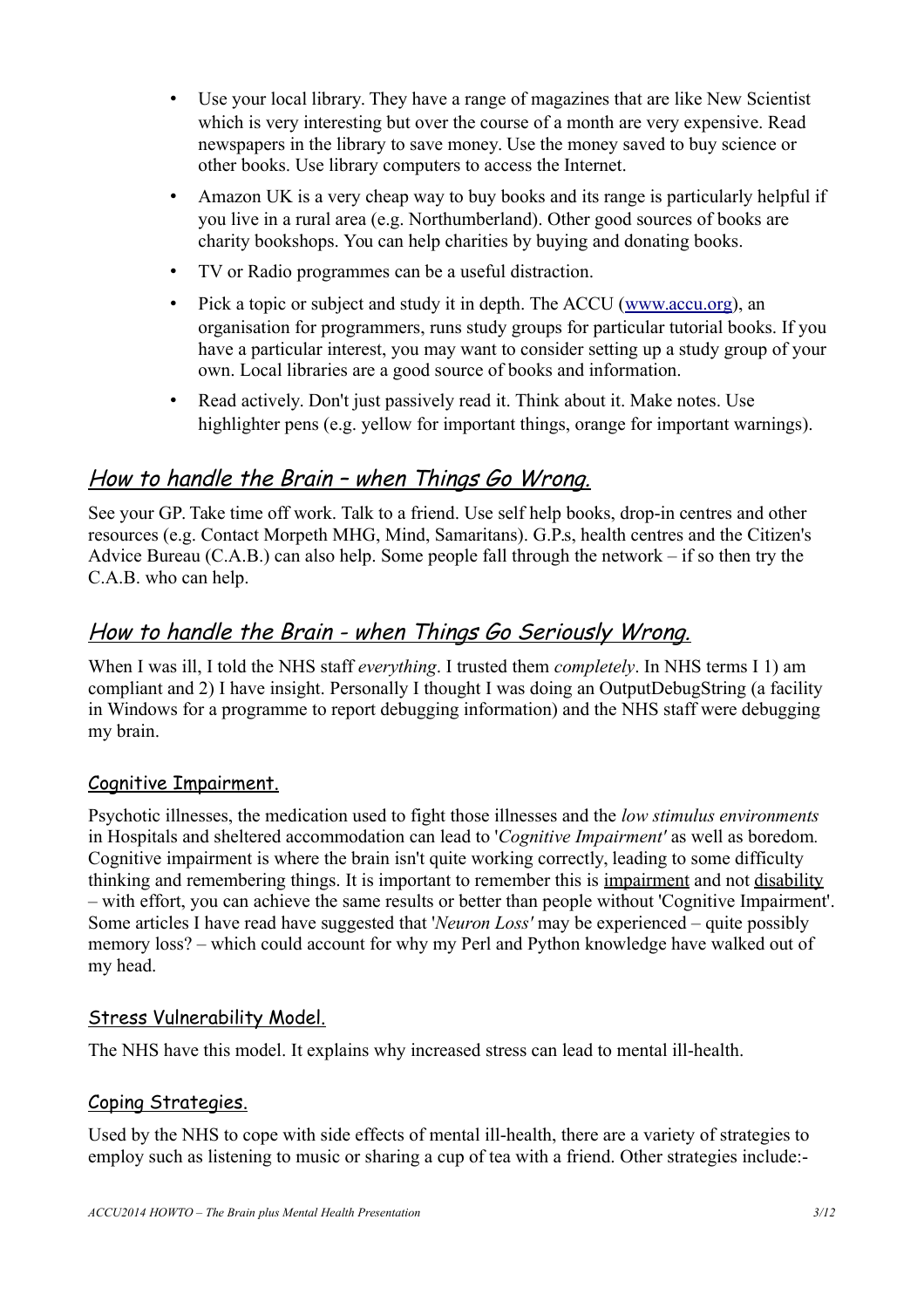- Use your local library. They have a range of magazines that are like New Scientist which is very interesting but over the course of a month are very expensive. Read newspapers in the library to save money. Use the money saved to buy science or other books. Use library computers to access the Internet.
- Amazon UK is a very cheap way to buy books and its range is particularly helpful if you live in a rural area (e.g. Northumberland). Other good sources of books are charity bookshops. You can help charities by buying and donating books.
- TV or Radio programmes can be a useful distraction.
- Pick a topic or subject and study it in depth. The ACCU ([www.accu.org](http://www.accu.org)), an organisation for programmers, runs study groups for particular tutorial books. If you have a particular interest, you may want to consider setting up a study group of your own. Local libraries are a good source of books and information.
- Read actively. Don't just passively read it. Think about it. Make notes. Use highlighter pens (e.g. yellow for important things, orange for important warnings).

## *How to handle the Brain – when Things Go Wrong.*

See your GP. Take time off work. Talk to a friend. Use self help books, drop-in centres and other resources (e.g. Contact Morpeth MHG, Mind, Samaritans). G.P.s, health centres and the Citizen's Advice Bureau (C.A.B.) can also help. Some people fall through the network – if so then try the C.A.B. who can help.

## *How to handle the Brain - when Things Go Seriously Wrong.*

When I was ill, I told the NHS staff *everything*. I trusted them *completely*. In NHS terms I 1) am compliant and 2) I have insight. Personally I thought I was doing an OutputDebugString (a facility in Windows for a programme to report debugging information) and the NHS staff were debugging my brain.

### Cognitive Impairment.

Psychotic illnesses, the medication used to fight those illnesses and the *low stimulus environments* in Hospitals and sheltered accommodation can lead to '*Cognitive Impairment'* as well as boredom. Cognitive impairment is where the brain isn't quite working correctly, leading to some difficulty thinking and remembering things. It is important to remember this is <u>impairment</u> and not <u>disability</u> – with effort, you can achieve the same results or better than people without 'Cognitive Impairment'. Some articles I have read have suggested that '*Neuron Loss'* may be experienced – quite possibly memory loss? – which could account for why my Perl and Python knowledge have walked out of my head.

### Stress Vulnerability Model.

The NHS have this model. It explains why increased stress can lead to mental ill-health.

### Coping Strategies.

Used by the NHS to cope with side effects of mental ill-health, there are a variety of strategies to employ such as listening to music or sharing a cup of tea with a friend. Other strategies include:-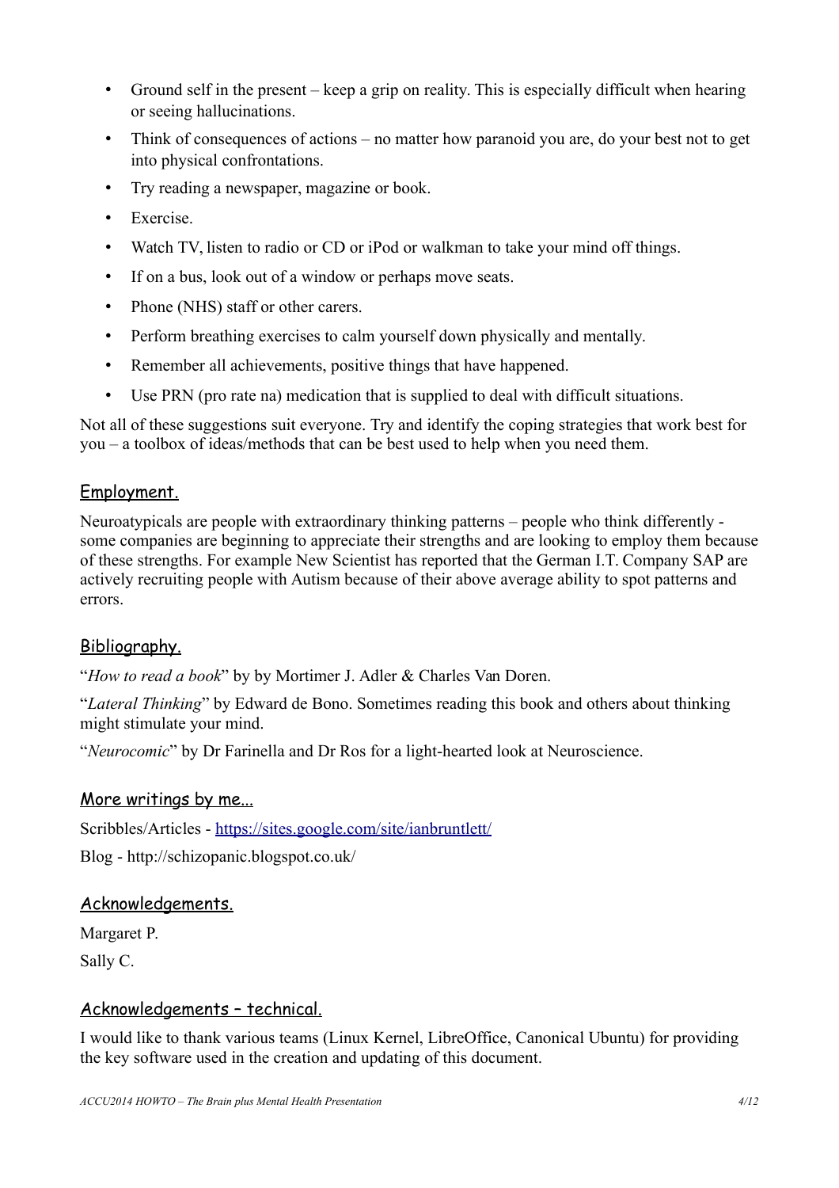- Ground self in the present – keep a grip on reality. This is especially difficult when hearing or seeing hallucinations.
- Think of consequences of actions – no matter how paranoid you are, do your best not to get into physical confrontations.
- Try reading a newspaper, magazine or book.
- Exercise.
- Watch TV, listen to radio or CD or iPod or walkman to take your mind off things.
- If on a bus, look out of a window or perhaps move seats.
- Phone (NHS) staff or other carers.
- Perform breathing exercises to calm yourself down physically and mentally.
- Remember all achievements, positive things that have happened.
- Use PRN (pro rate na) medication that is supplied to deal with difficult situations.

Not all of these suggestions suit everyone. Try and identify the coping strategies that work best for you – a toolbox of ideas/methods that can be best used to help when you need them.

## Employment.

Neuroatypicals are people with extraordinary thinking patterns – people who think differently - some companies are beginning to appreciate their strengths and are looking to employ them because of these strengths. For example New Scientist has reported that the German I.T. Company SAP are actively recruiting people with Autism because of their above average ability to spot patterns and errors.

## Bibliography.

"*How to read a book*" by by Mortimer J. Adler & Charles Van Doren.

"*Lateral Thinking*" by Edward de Bono. Sometimes reading this book and others about thinking might stimulate your mind.

"*Neurocomic*" by Dr Farinella and Dr Ros for a light-hearted look at Neuroscience.

## More writings by me...

Scribbles/Articles - https://sites.google.com/site/ianbruntlett/

Blog - http://schizopanic.blogspot.co.uk/

## Acknowledgements.

Margaret P.

Sally C.

## Acknowledgements – technical.

I would like to thank various teams (Linux Kernel, LibreOffice, Canonical Ubuntu) for providing the key software used in the creation and updating of this document.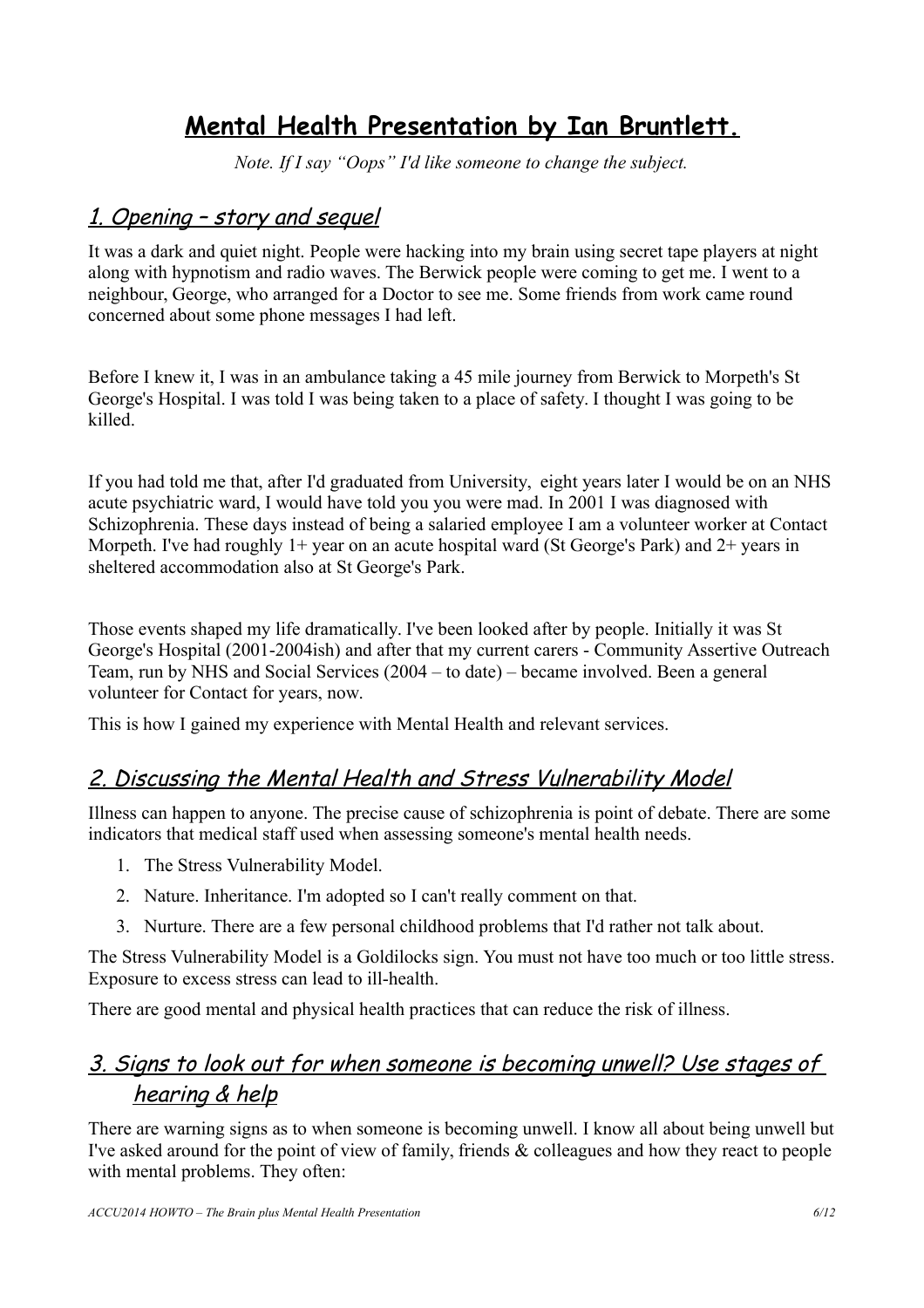# Mental Health Presentation by Ian Bruntlett.

*Note. If I say "Oops" I'd like someone to change the subject.*

## 1. Opening – story and sequel

It was a dark and quiet night. People were hacking into my brain using secret tape players at night along with hypnotism and radio waves. The Berwick people were coming to get me. I went to a neighbour, George, who arranged for a Doctor to see me. Some friends from work came round concerned about some phone messages I had left.

Before I knew it, I was in an ambulance taking a 45 mile journey from Berwick to Morpeth's St George's Hospital. I was told I was being taken to a place of safety. I thought I was going to be killed.

If you had told me that, after I'd graduated from University, eight years later I would be on an NHS acute psychiatric ward, I would have told you you were mad. In 2001 I was diagnosed with Schizophrenia. These days instead of being a salaried employee I am a volunteer worker at Contact Morpeth. I've had roughly 1+ year on an acute hospital ward (St George's Park) and 2+ years in sheltered accommodation also at St George's Park.

Those events shaped my life dramatically. I've been looked after by people. Initially it was St George's Hospital (2001-2004ish) and after that my current carers - Community Assertive Outreach Team, run by NHS and Social Services (2004 – to date) – became involved. Been a general volunteer for Contact for years, now.

This is how I gained my experience with Mental Health and relevant services.

## 2. Discussing the Mental Health and Stress Vulnerability Model

Illness can happen to anyone. The precise cause of schizophrenia is point of debate. There are some indicators that medical staff used when assessing someone's mental health needs.

1. The Stress Vulnerability Model.
2. Nature. Inheritance. I'm adopted so I can't really comment on that.
3. Nurture. There are a few personal childhood problems that I'd rather not talk about.

The Stress Vulnerability Model is a Goldilocks sign. You must not have too much or too little stress. Exposure to excess stress can lead to ill-health.

There are good mental and physical health practices that can reduce the risk of illness.

## 3. Signs to look out for when someone is becoming unwell? Use stages of hearing & help

There are warning signs as to when someone is becoming unwell. I know all about being unwell but I've asked around for the point of view of family, friends & colleagues and how they react to people with mental problems. They often: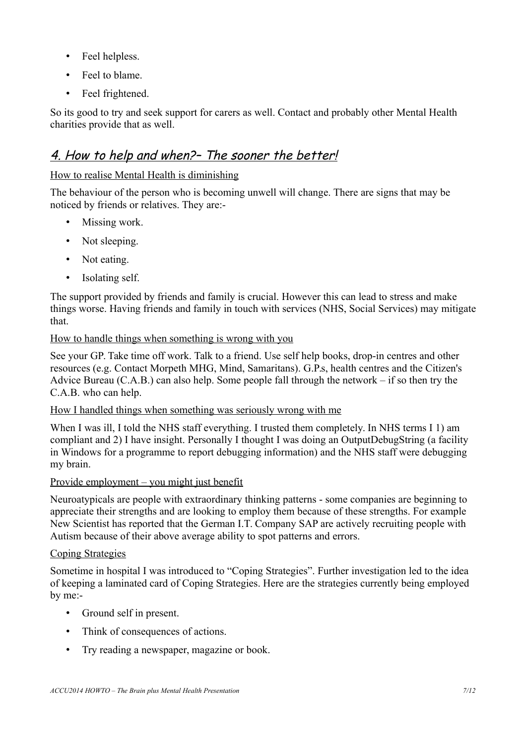- Feel helpless.
- Feel to blame.
- Feel frightened.

So its good to try and seek support for carers as well. Contact and probably other Mental Health charities provide that as well.

## *4. How to help and when?– The sooner the better!*

How to realise Mental Health is diminishing

The behaviour of the person who is becoming unwell will change. There are signs that may be noticed by friends or relatives. They are:-

- Missing work.
- Not sleeping.
- Not eating.
- Isolating self.

The support provided by friends and family is crucial. However this can lead to stress and make things worse. Having friends and family in touch with services (NHS, Social Services) may mitigate that.

How to handle things when something is wrong with you

See your GP. Take time off work. Talk to a friend. Use self help books, drop-in centres and other resources (e.g. Contact Morpeth MHG, Mind, Samaritans). G.P.s, health centres and the Citizen's Advice Bureau (C.A.B.) can also help. Some people fall through the network – if so then try the C.A.B. who can help.

How I handled things when something was seriously wrong with me

When I was ill, I told the NHS staff everything. I trusted them completely. In NHS terms I 1) am compliant and 2) I have insight. Personally I thought I was doing an OutputDebugString (a facility in Windows for a programme to report debugging information) and the NHS staff were debugging my brain.

Provide employment – you might just benefit

Neuroatypicals are people with extraordinary thinking patterns - some companies are beginning to appreciate their strengths and are looking to employ them because of these strengths. For example New Scientist has reported that the German I.T. Company SAP are actively recruiting people with Autism because of their above average ability to spot patterns and errors.

Coping Strategies

Sometime in hospital I was introduced to "Coping Strategies". Further investigation led to the idea of keeping a laminated card of Coping Strategies. Here are the strategies currently being employed by me:-

- Ground self in present.
- Think of consequences of actions.
- Try reading a newspaper, magazine or book.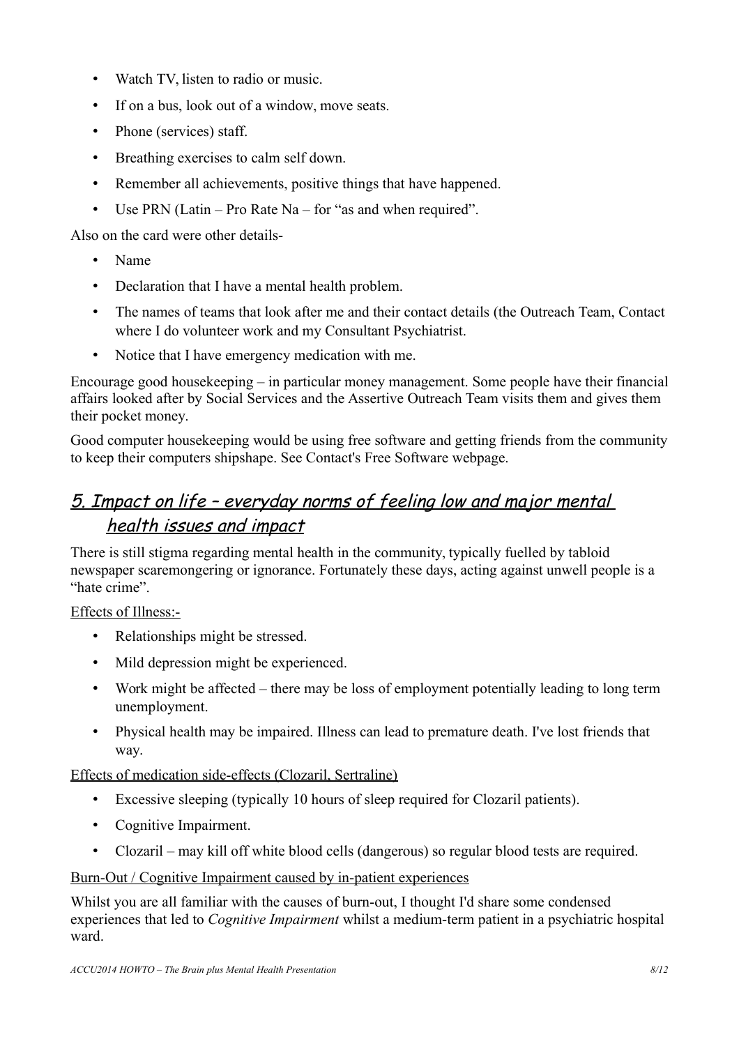- Watch TV, listen to radio or music.
- If on a bus, look out of a window, move seats.
- Phone (services) staff.
- Breathing exercises to calm self down.
- Remember all achievements, positive things that have happened.
- Use PRN (Latin – Pro Rate Na – for "as and when required".

Also on the card were other details-

- Name
- Declaration that I have a mental health problem.
- The names of teams that look after me and their contact details (the Outreach Team, Contact where I do volunteer work and my Consultant Psychiatrist.
- Notice that I have emergency medication with me.

Encourage good housekeeping – in particular money management. Some people have their financial affairs looked after by Social Services and the Assertive Outreach Team visits them and gives them their pocket money.

Good computer housekeeping would be using free software and getting friends from the community to keep their computers shipshape. See Contact's Free Software webpage.

## 5. Impact on life – everyday norms of feeling low and major mental health issues and impact

There is still stigma regarding mental health in the community, typically fuelled by tabloid newspaper scaremongering or ignorance. Fortunately these days, acting against unwell people is a "hate crime".

Effects of Illness:-

- Relationships might be stressed.
- Mild depression might be experienced.
- Work might be affected – there may be loss of employment potentially leading to long term unemployment.
- Physical health may be impaired. Illness can lead to premature death. I've lost friends that way.

Effects of medication side-effects (Clozaril, Sertraline)

- Excessive sleeping (typically 10 hours of sleep required for Clozaril patients).
- Cognitive Impairment.
- Clozaril – may kill off white blood cells (dangerous) so regular blood tests are required.

Burn-Out / Cognitive Impairment caused by in-patient experiences

Whilst you are all familiar with the causes of burn-out, I thought I'd share some condensed experiences that led to *Cognitive Impairment* whilst a medium-term patient in a psychiatric hospital ward.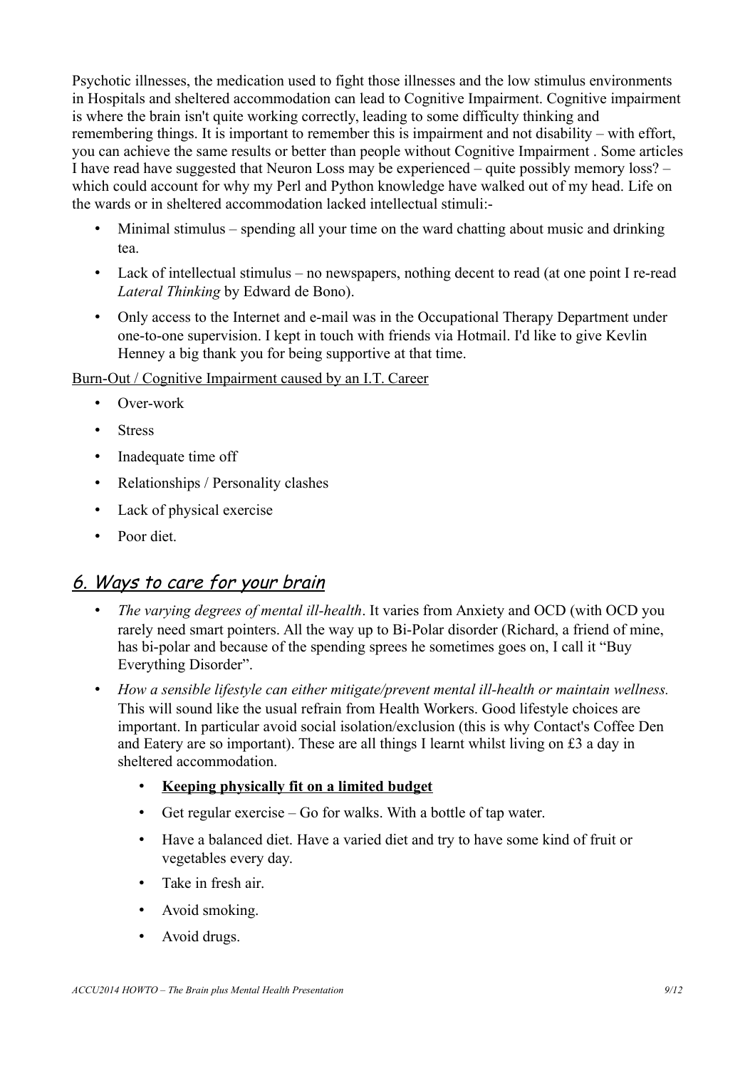Psychotic illnesses, the medication used to fight those illnesses and the low stimulus environments in Hospitals and sheltered accommodation can lead to Cognitive Impairment. Cognitive impairment is where the brain isn't quite working correctly, leading to some difficulty thinking and remembering things. It is important to remember this is impairment and not disability – with effort, you can achieve the same results or better than people without Cognitive Impairment . Some articles I have read have suggested that Neuron Loss may be experienced – quite possibly memory loss? – which could account for why my Perl and Python knowledge have walked out of my head. Life on the wards or in sheltered accommodation lacked intellectual stimuli:-

- Minimal stimulus – spending all your time on the ward chatting about music and drinking tea.
- Lack of intellectual stimulus – no newspapers, nothing decent to read (at one point I re-read *Lateral Thinking* by Edward de Bono).
- Only access to the Internet and e-mail was in the Occupational Therapy Department under one-to-one supervision. I kept in touch with friends via Hotmail. I'd like to give Kevlin Henney a big thank you for being supportive at that time.

<u>Burn-Out / Cognitive Impairment caused by an I.T. Career</u>

- Over-work
- Stress
- Inadequate time off
- Relationships / Personality clashes
- Lack of physical exercise
- Poor diet.

## *6. Ways to care for your brain*

- *The varying degrees of mental ill-health*. It varies from Anxiety and OCD (with OCD you rarely need smart pointers. All the way up to Bi-Polar disorder (Richard, a friend of mine, has bi-polar and because of the spending sprees he sometimes goes on, I call it "Buy Everything Disorder".
- *How a sensible lifestyle can either mitigate/prevent mental ill-health or maintain wellness.* This will sound like the usual refrain from Health Workers. Good lifestyle choices are important. In particular avoid social isolation/exclusion (this is why Contact's Coffee Den and Eatery are so important). These are all things I learnt whilst living on £3 a day in sheltered accommodation.
  - **<u>Keeping physically fit on a limited budget</u>**
  - Get regular exercise – Go for walks. With a bottle of tap water.
  - Have a balanced diet. Have a varied diet and try to have some kind of fruit or vegetables every day.
  - Take in fresh air.
  - Avoid smoking.
  - Avoid drugs.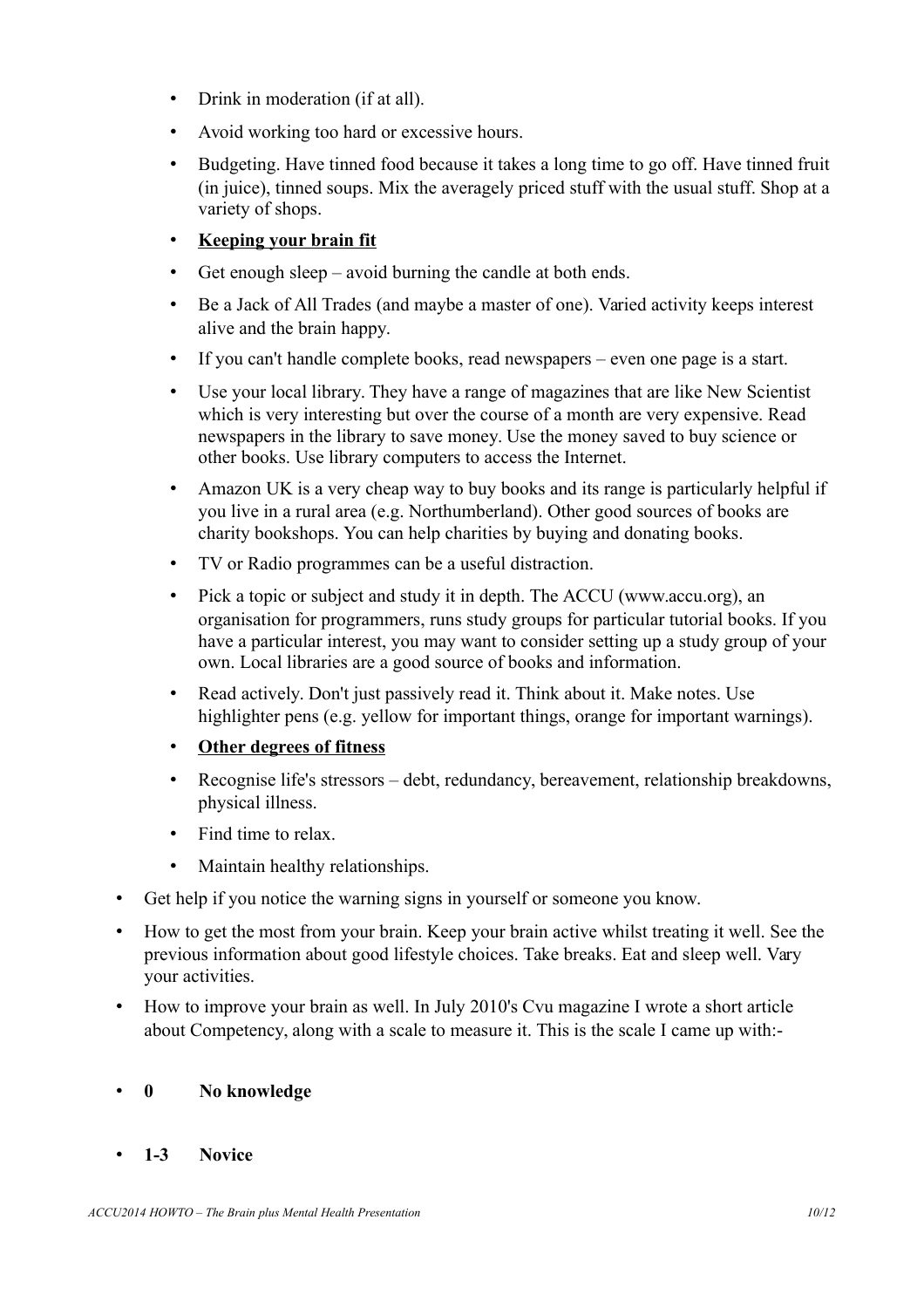- Drink in moderation (if at all).
  - Avoid working too hard or excessive hours.
  - Budgeting. Have tinned food because it takes a long time to go off. Have tinned fruit (in juice), tinned soups. Mix the averagely priced stuff with the usual stuff. Shop at a variety of shops.
  - **Keeping your brain fit**
  - Get enough sleep – avoid burning the candle at both ends.
  - Be a Jack of All Trades (and maybe a master of one). Varied activity keeps interest alive and the brain happy.
  - If you can't handle complete books, read newspapers – even one page is a start.
  - Use your local library. They have a range of magazines that are like New Scientist which is very interesting but over the course of a month are very expensive. Read newspapers in the library to save money. Use the money saved to buy science or other books. Use library computers to access the Internet.
  - Amazon UK is a very cheap way to buy books and its range is particularly helpful if you live in a rural area (e.g. Northumberland). Other good sources of books are charity bookshops. You can help charities by buying and donating books.
  - TV or Radio programmes can be a useful distraction.
  - Pick a topic or subject and study it in depth. The ACCU (www.accu.org), an organisation for programmers, runs study groups for particular tutorial books. If you have a particular interest, you may want to consider setting up a study group of your own. Local libraries are a good source of books and information.
  - Read actively. Don't just passively read it. Think about it. Make notes. Use highlighter pens (e.g. yellow for important things, orange for important warnings).
  - **Other degrees of fitness**
  - Recognise life's stressors – debt, redundancy, bereavement, relationship breakdowns, physical illness.
  - Find time to relax.
  - Maintain healthy relationships.
- Get help if you notice the warning signs in yourself or someone you know.
- How to get the most from your brain. Keep your brain active whilst treating it well. See the previous information about good lifestyle choices. Take breaks. Eat and sleep well. Vary your activities.
- How to improve your brain as well. In July 2010's Cvu magazine I wrote a short article about Competency, along with a scale to measure it. This is the scale I came up with:-

- **0 No knowledge**

- **1-3 Novice**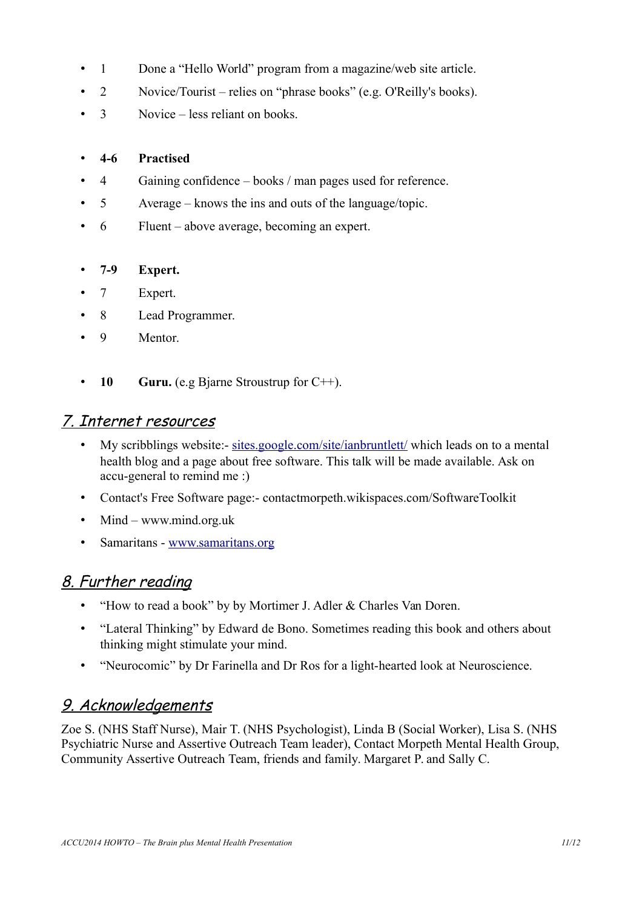- 1 Done a "Hello World" program from a magazine/web site article.
- 2 Novice/Tourist – relies on "phrase books" (e.g. O'Reilly's books).
- 3 Novice – less reliant on books.

- **4-6 Practised**
- 4 Gaining confidence – books / man pages used for reference.
- 5 Average – knows the ins and outs of the language/topic.
- 6 Fluent – above average, becoming an expert.

- **7-9 Expert.**
- 7 Expert.
- 8 Lead Programmer.
- 9 Mentor.

- **10 Guru.** (e.g Bjarne Stroustrup for C++).

## *7. Internet resources*

- My scribblings website:- [sites.google.com/site/ianbruntlett/](sites.google.com/site/ianbruntlett/) which leads on to a mental health blog and a page about free software. This talk will be made available. Ask on accu-general to remind me :)
- Contact's Free Software page:- contactmorpeth.wikispaces.com/SoftwareToolkit
- Mind – www.mind.org.uk
- Samaritans - [www.samaritans.org](www.samaritans.org)

## *8. Further reading*

- "How to read a book" by by Mortimer J. Adler & Charles Van Doren.
- "Lateral Thinking" by Edward de Bono. Sometimes reading this book and others about thinking might stimulate your mind.
- "Neurocomic" by Dr Farinella and Dr Ros for a light-hearted look at Neuroscience.

## *9. Acknowledgements*

Zoe S. (NHS Staff Nurse), Mair T. (NHS Psychologist), Linda B (Social Worker), Lisa S. (NHS Psychiatric Nurse and Assertive Outreach Team leader), Contact Morpeth Mental Health Group, Community Assertive Outreach Team, friends and family. Margaret P. and Sally C.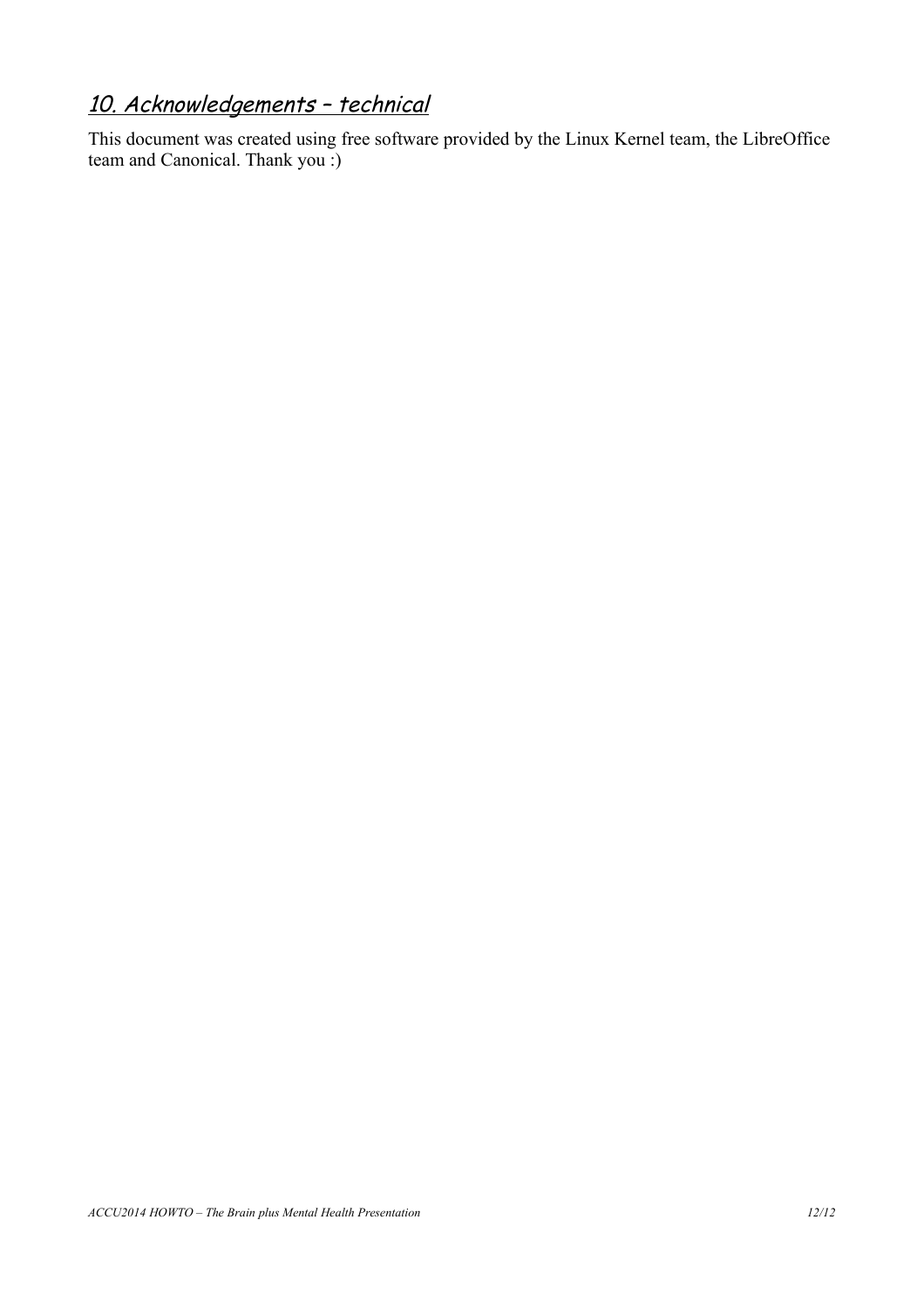## *10. Acknowledgements – technical*

This document was created using free software provided by the Linux Kernel team, the LibreOffice team and Canonical. Thank you :)